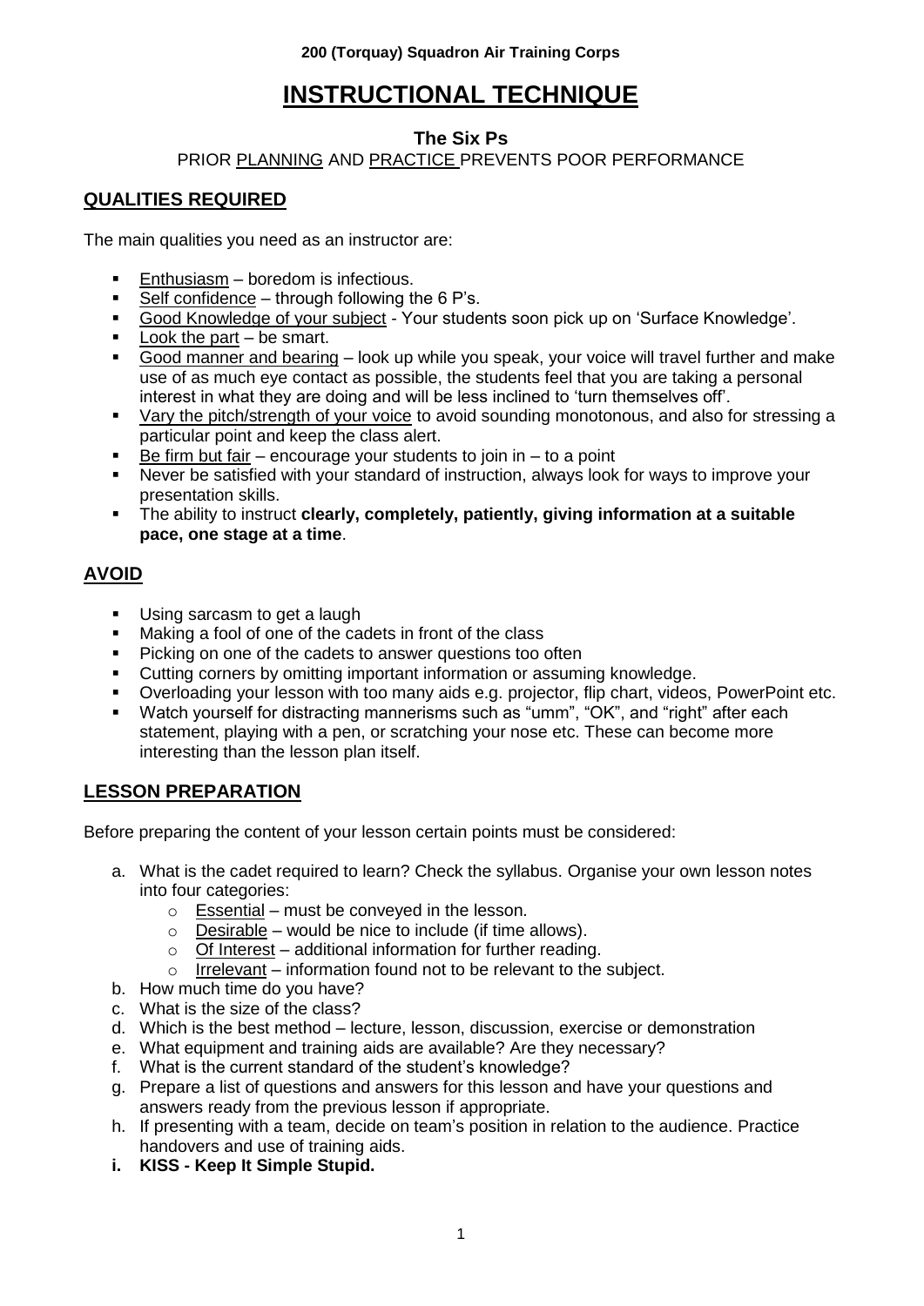**200 (Torquay) Squadron Air Training Corps**

# INSTRUCTIONAL TECHNIQUE

### The Six Ps

PRIOR PLANNING AND PRACTICE PREVENTS POOR PERFORMANCE

## QUALITIES REQUIRED

The main qualities you need as an instructor are:

- Enthusiasm – boredom is infectious.
- Self confidence – through following the 6 P's.
- Good Knowledge of your subject - Your students soon pick up on 'Surface Knowledge'.
- Look the part – be smart.
- Good manner and bearing – look up while you speak, your voice will travel further and make use of as much eye contact as possible, the students feel that you are taking a personal interest in what they are doing and will be less inclined to 'turn themselves off'.
- Vary the pitch/strength of your voice to avoid sounding monotonous, and also for stressing a particular point and keep the class alert.
- Be firm but fair – encourage your students to join in – to a point
- Never be satisfied with your standard of instruction, always look for ways to improve your presentation skills.
- The ability to instruct **clearly, completely, patiently, giving information at a suitable pace, one stage at a time**.

## AVOID

- Using sarcasm to get a laugh
- Making a fool of one of the cadets in front of the class
- Picking on one of the cadets to answer questions too often
- Cutting corners by omitting important information or assuming knowledge.
- Overloading your lesson with too many aids e.g. projector, flip chart, videos, PowerPoint etc.
- Watch yourself for distracting mannerisms such as "umm", "OK", and "right" after each statement, playing with a pen, or scratching your nose etc. These can become more interesting than the lesson plan itself.

## LESSON PREPARATION

Before preparing the content of your lesson certain points must be considered:

a. What is the cadet required to learn? Check the syllabus. Organise your own lesson notes into four categories:
   - Essential – must be conveyed in the lesson.
   - Desirable – would be nice to include (if time allows).
   - Of Interest – additional information for further reading.
   - Irrelevant – information found not to be relevant to the subject.
b. How much time do you have?
c. What is the size of the class?
d. Which is the best method – lecture, lesson, discussion, exercise or demonstration
e. What equipment and training aids are available? Are they necessary?
f. What is the current standard of the student's knowledge?
g. Prepare a list of questions and answers for this lesson and have your questions and answers ready from the previous lesson if appropriate.
h. If presenting with a team, decide on team's position in relation to the audience. Practice handovers and use of training aids.
i. **KISS - Keep It Simple Stupid.**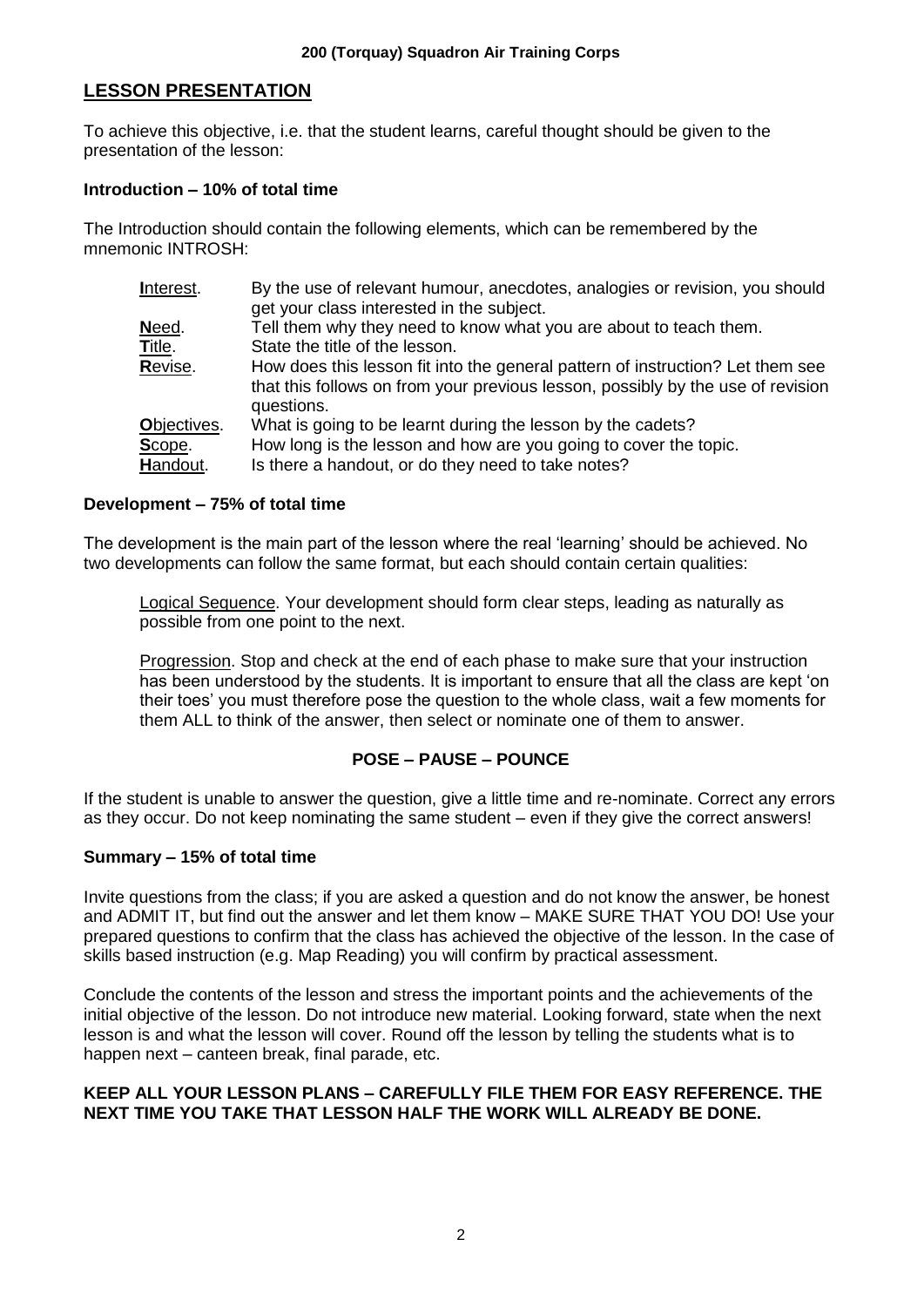## LESSON PRESENTATION

To achieve this objective, i.e. that the student learns, careful thought should be given to the presentation of the lesson:

**Introduction – 10% of total time**

The Introduction should contain the following elements, which can be remembered by the mnemonic INTROSH:

| | |
|---|---|
| **I**nterest. | By the use of relevant humour, anecdotes, analogies or revision, you should get your class interested in the subject. |
| **N**eed. | Tell them why they need to know what you are about to teach them. |
| **T**itle. | State the title of the lesson. |
| **R**evise. | How does this lesson fit into the general pattern of instruction? Let them see that this follows on from your previous lesson, possibly by the use of revision questions. |
| **O**bjectives. | What is going to be learnt during the lesson by the cadets? |
| **S**cope. | How long is the lesson and how are you going to cover the topic. |
| **H**andout. | Is there a handout, or do they need to take notes? |

**Development – 75% of total time**

The development is the main part of the lesson where the real 'learning' should be achieved. No two developments can follow the same format, but each should contain certain qualities:

Logical Sequence. Your development should form clear steps, leading as naturally as possible from one point to the next.

Progression. Stop and check at the end of each phase to make sure that your instruction has been understood by the students. It is important to ensure that all the class are kept 'on their toes' you must therefore pose the question to the whole class, wait a few moments for them ALL to think of the answer, then select or nominate one of them to answer.

**POSE – PAUSE – POUNCE**

If the student is unable to answer the question, give a little time and re-nominate. Correct any errors as they occur. Do not keep nominating the same student – even if they give the correct answers!

**Summary – 15% of total time**

Invite questions from the class; if you are asked a question and do not know the answer, be honest and ADMIT IT, but find out the answer and let them know – MAKE SURE THAT YOU DO! Use your prepared questions to confirm that the class has achieved the objective of the lesson. In the case of skills based instruction (e.g. Map Reading) you will confirm by practical assessment.

Conclude the contents of the lesson and stress the important points and the achievements of the initial objective of the lesson. Do not introduce new material. Looking forward, state when the next lesson is and what the lesson will cover. Round off the lesson by telling the students what is to happen next – canteen break, final parade, etc.

**KEEP ALL YOUR LESSON PLANS – CAREFULLY FILE THEM FOR EASY REFERENCE. THE NEXT TIME YOU TAKE THAT LESSON HALF THE WORK WILL ALREADY BE DONE.**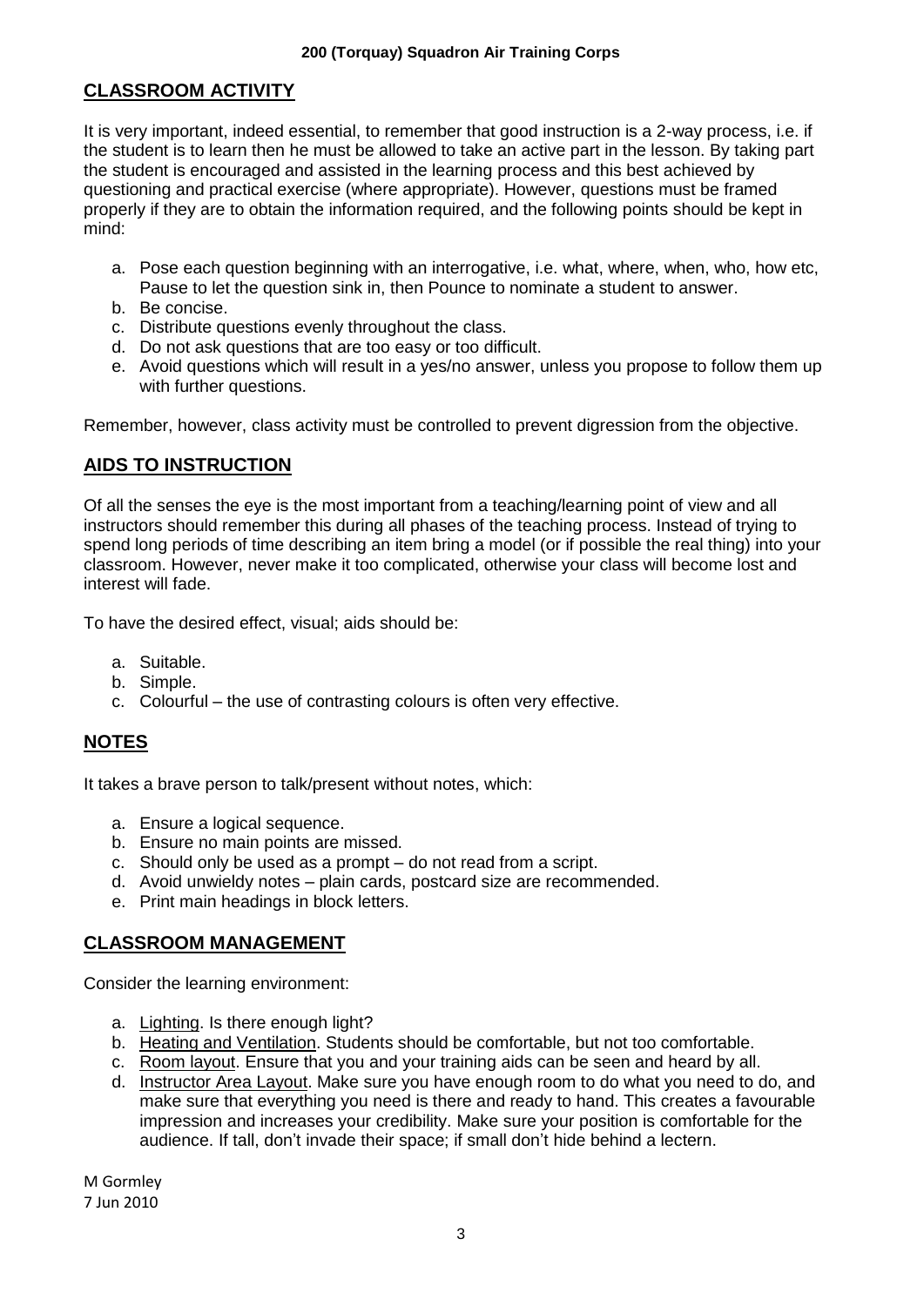## CLASSROOM ACTIVITY

It is very important, indeed essential, to remember that good instruction is a 2-way process, i.e. if the student is to learn then he must be allowed to take an active part in the lesson. By taking part the student is encouraged and assisted in the learning process and this best achieved by questioning and practical exercise (where appropriate). However, questions must be framed properly if they are to obtain the information required, and the following points should be kept in mind:

a. Pose each question beginning with an interrogative, i.e. what, where, when, who, how etc, Pause to let the question sink in, then Pounce to nominate a student to answer.
b. Be concise.
c. Distribute questions evenly throughout the class.
d. Do not ask questions that are too easy or too difficult.
e. Avoid questions which will result in a yes/no answer, unless you propose to follow them up with further questions.

Remember, however, class activity must be controlled to prevent digression from the objective.

## AIDS TO INSTRUCTION

Of all the senses the eye is the most important from a teaching/learning point of view and all instructors should remember this during all phases of the teaching process. Instead of trying to spend long periods of time describing an item bring a model (or if possible the real thing) into your classroom. However, never make it too complicated, otherwise your class will become lost and interest will fade.

To have the desired effect, visual; aids should be:

a. Suitable.
b. Simple.
c. Colourful – the use of contrasting colours is often very effective.

## NOTES

It takes a brave person to talk/present without notes, which:

a. Ensure a logical sequence.
b. Ensure no main points are missed.
c. Should only be used as a prompt – do not read from a script.
d. Avoid unwieldy notes – plain cards, postcard size are recommended.
e. Print main headings in block letters.

## CLASSROOM MANAGEMENT

Consider the learning environment:

a. Lighting. Is there enough light?
b. Heating and Ventilation. Students should be comfortable, but not too comfortable.
c. Room layout. Ensure that you and your training aids can be seen and heard by all.
d. Instructor Area Layout. Make sure you have enough room to do what you need to do, and make sure that everything you need is there and ready to hand. This creates a favourable impression and increases your credibility. Make sure your position is comfortable for the audience. If tall, don't invade their space; if small don't hide behind a lectern.

M Gormley
7 Jun 2010